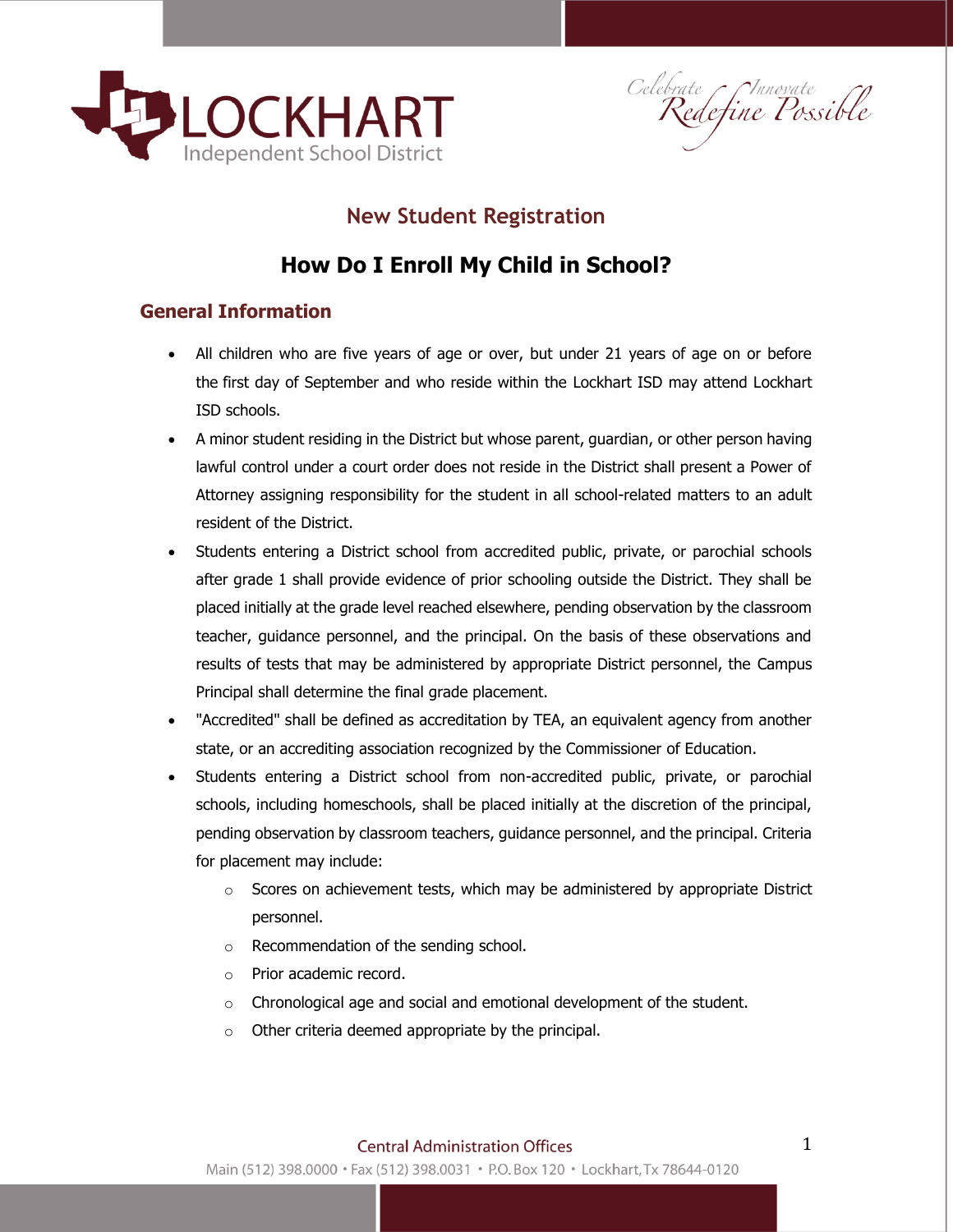## New Student Registration

# How Do I Enroll My Child in School?

## General Information

- All children who are five years of age or over, but under 21 years of age on or before the first day of September and who reside within the Lockhart ISD may attend Lockhart ISD schools.
- A minor student residing in the District but whose parent, guardian, or other person having lawful control under a court order does not reside in the District shall present a Power of Attorney assigning responsibility for the student in all school-related matters to an adult resident of the District.
- Students entering a District school from accredited public, private, or parochial schools after grade 1 shall provide evidence of prior schooling outside the District. They shall be placed initially at the grade level reached elsewhere, pending observation by the classroom teacher, guidance personnel, and the principal. On the basis of these observations and results of tests that may be administered by appropriate District personnel, the Campus Principal shall determine the final grade placement.
- "Accredited" shall be defined as accreditation by TEA, an equivalent agency from another state, or an accrediting association recognized by the Commissioner of Education.
- Students entering a District school from non-accredited public, private, or parochial schools, including homeschools, shall be placed initially at the discretion of the principal, pending observation by classroom teachers, guidance personnel, and the principal. Criteria for placement may include:
  - Scores on achievement tests, which may be administered by appropriate District personnel.
  - Recommendation of the sending school.
  - Prior academic record.
  - Chronological age and social and emotional development of the student.
  - Other criteria deemed appropriate by the principal.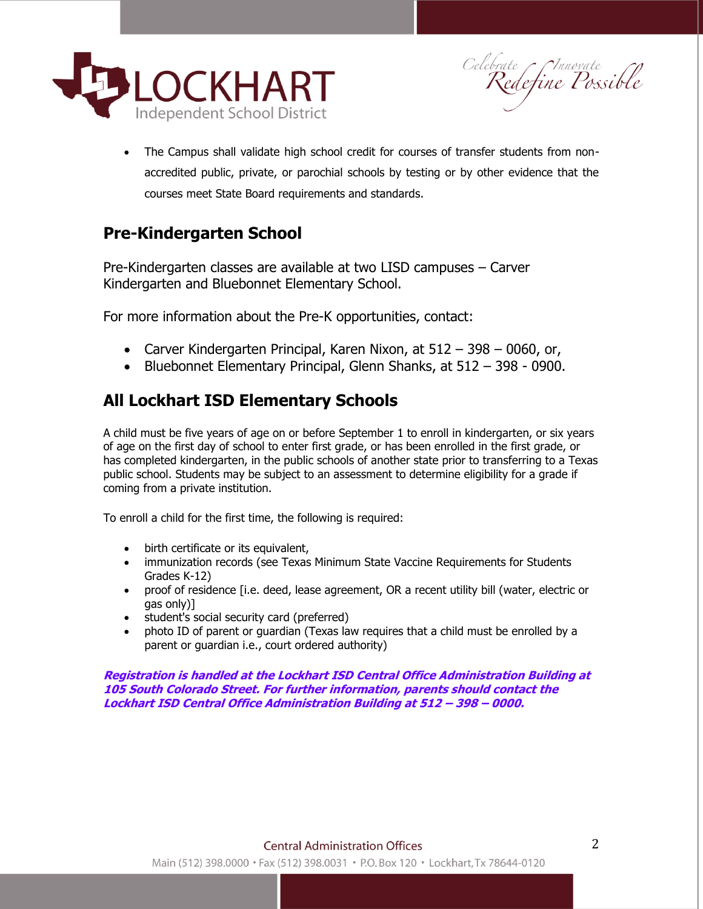- The Campus shall validate high school credit for courses of transfer students from non-accredited public, private, or parochial schools by testing or by other evidence that the courses meet State Board requirements and standards.

## Pre-Kindergarten School

Pre-Kindergarten classes are available at two LISD campuses – Carver Kindergarten and Bluebonnet Elementary School.

For more information about the Pre-K opportunities, contact:

- Carver Kindergarten Principal, Karen Nixon, at 512 – 398 – 0060, or,
- Bluebonnet Elementary Principal, Glenn Shanks, at 512 – 398 - 0900.

## All Lockhart ISD Elementary Schools

A child must be five years of age on or before September 1 to enroll in kindergarten, or six years of age on the first day of school to enter first grade, or has been enrolled in the first grade, or has completed kindergarten, in the public schools of another state prior to transferring to a Texas public school. Students may be subject to an assessment to determine eligibility for a grade if coming from a private institution.

To enroll a child for the first time, the following is required:

- birth certificate or its equivalent,
- immunization records (see Texas Minimum State Vaccine Requirements for Students Grades K-12)
- proof of residence [i.e. deed, lease agreement, OR a recent utility bill (water, electric or gas only)]
- student's social security card (preferred)
- photo ID of parent or guardian (Texas law requires that a child must be enrolled by a parent or guardian i.e., court ordered authority)

***Registration is handled at the Lockhart ISD Central Office Administration Building at 105 South Colorado Street. For further information, parents should contact the Lockhart ISD Central Office Administration Building at 512 – 398 – 0000.***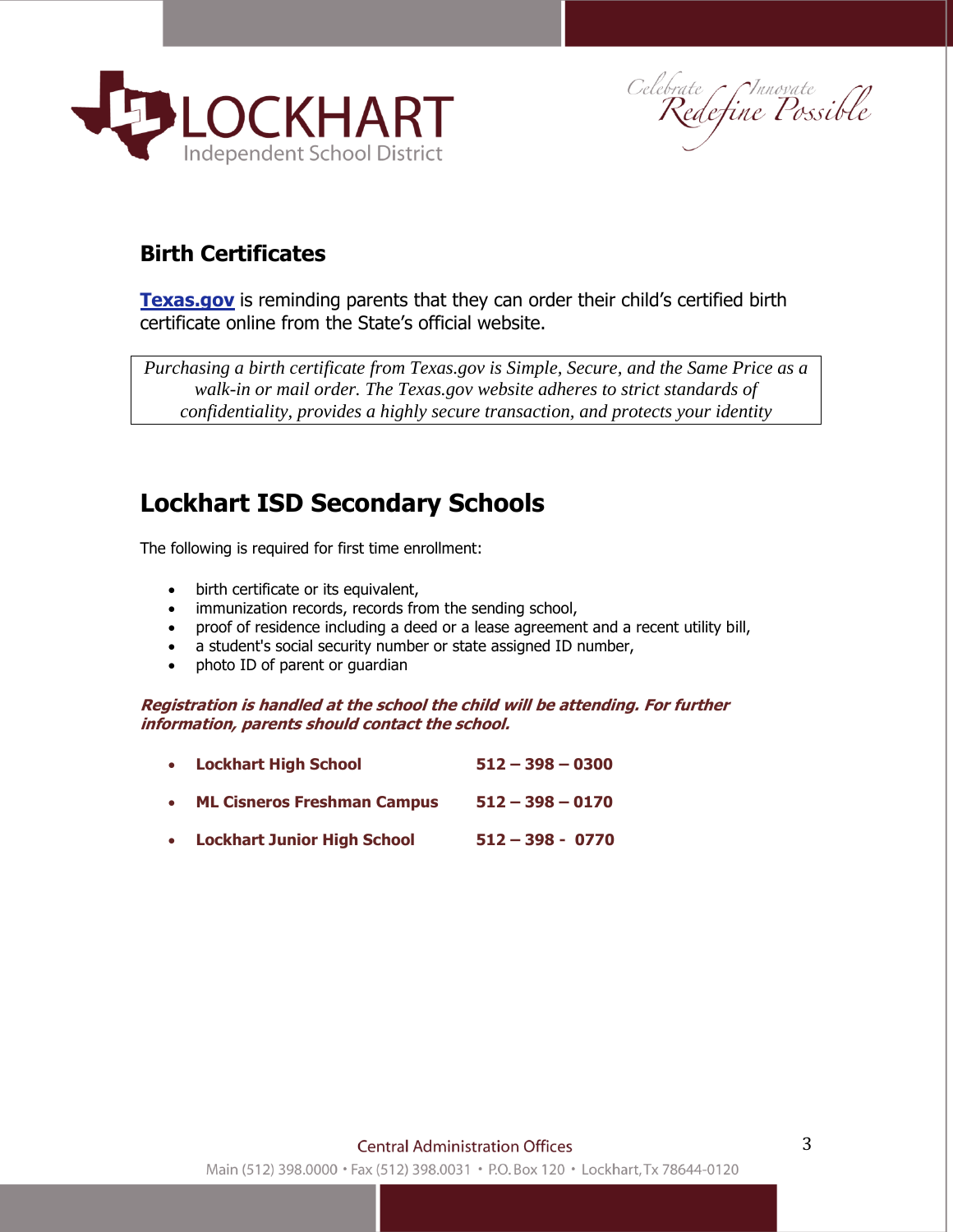LOCKHART
Independent School District

*Celebrate Innovate Redefine Possible*

## Birth Certificates

**Texas.gov** is reminding parents that they can order their child's certified birth certificate online from the State's official website.

> *Purchasing a birth certificate from Texas.gov is Simple, Secure, and the Same Price as a walk-in or mail order. The Texas.gov website adheres to strict standards of confidentiality, provides a highly secure transaction, and protects your identity*

## Lockhart ISD Secondary Schools

The following is required for first time enrollment:

- birth certificate or its equivalent,
- immunization records, records from the sending school,
- proof of residence including a deed or a lease agreement and a recent utility bill,
- a student's social security number or state assigned ID number,
- photo ID of parent or guardian

***Registration is handled at the school the child will be attending. For further information, parents should contact the school.***

- **Lockhart High School** **512 – 398 – 0300**
- **ML Cisneros Freshman Campus** **512 – 398 – 0170**
- **Lockhart Junior High School** **512 – 398 - 0770**

Central Administration Offices
Main (512) 398.0000 • Fax (512) 398.0031 • P.O. Box 120 • Lockhart, Tx 78644-0120